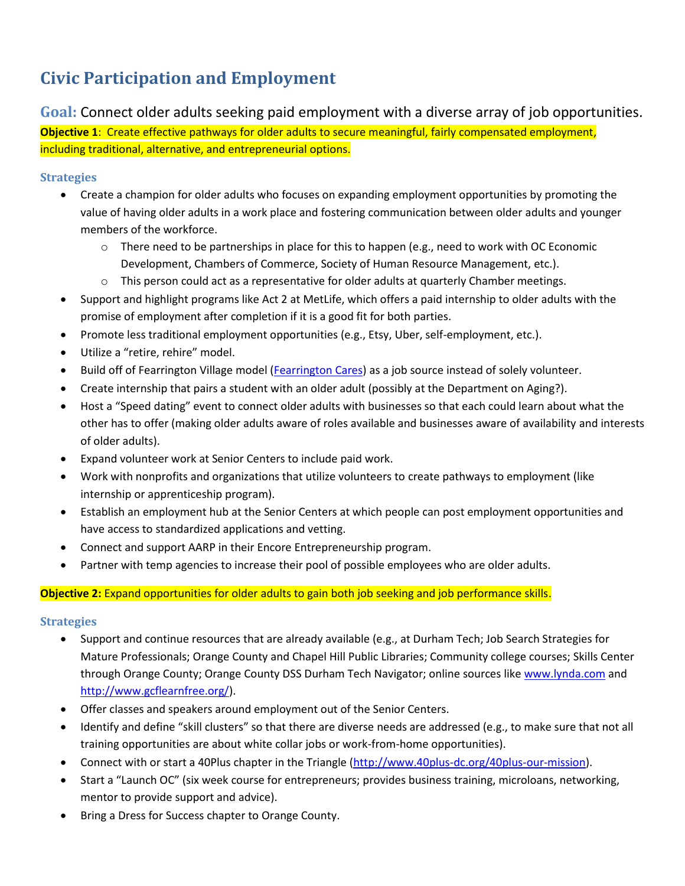# Civic Participation and Employment

**Goal:** Connect older adults seeking paid employment with a diverse array of job opportunities.

**Objective 1**: Create effective pathways for older adults to secure meaningful, fairly compensated employment, including traditional, alternative, and entrepreneurial options.

### Strategies

- Create a champion for older adults who focuses on expanding employment opportunities by promoting the value of having older adults in a work place and fostering communication between older adults and younger members of the workforce.
  - There need to be partnerships in place for this to happen (e.g., need to work with OC Economic Development, Chambers of Commerce, Society of Human Resource Management, etc.).
  - This person could act as a representative for older adults at quarterly Chamber meetings.
- Support and highlight programs like Act 2 at MetLife, which offers a paid internship to older adults with the promise of employment after completion if it is a good fit for both parties.
- Promote less traditional employment opportunities (e.g., Etsy, Uber, self-employment, etc.).
- Utilize a "retire, rehire" model.
- Build off of Fearrington Village model (Fearrington Cares) as a job source instead of solely volunteer.
- Create internship that pairs a student with an older adult (possibly at the Department on Aging?).
- Host a "Speed dating" event to connect older adults with businesses so that each could learn about what the other has to offer (making older adults aware of roles available and businesses aware of availability and interests of older adults).
- Expand volunteer work at Senior Centers to include paid work.
- Work with nonprofits and organizations that utilize volunteers to create pathways to employment (like internship or apprenticeship program).
- Establish an employment hub at the Senior Centers at which people can post employment opportunities and have access to standardized applications and vetting.
- Connect and support AARP in their Encore Entrepreneurship program.
- Partner with temp agencies to increase their pool of possible employees who are older adults.

**Objective 2:** Expand opportunities for older adults to gain both job seeking and job performance skills.

### Strategies

- Support and continue resources that are already available (e.g., at Durham Tech; Job Search Strategies for Mature Professionals; Orange County and Chapel Hill Public Libraries; Community college courses; Skills Center through Orange County; Orange County DSS Durham Tech Navigator; online sources like www.lynda.com and http://www.gcflearnfree.org/).
- Offer classes and speakers around employment out of the Senior Centers.
- Identify and define "skill clusters" so that there are diverse needs are addressed (e.g., to make sure that not all training opportunities are about white collar jobs or work-from-home opportunities).
- Connect with or start a 40Plus chapter in the Triangle (http://www.40plus-dc.org/40plus-our-mission).
- Start a "Launch OC" (six week course for entrepreneurs; provides business training, microloans, networking, mentor to provide support and advice).
- Bring a Dress for Success chapter to Orange County.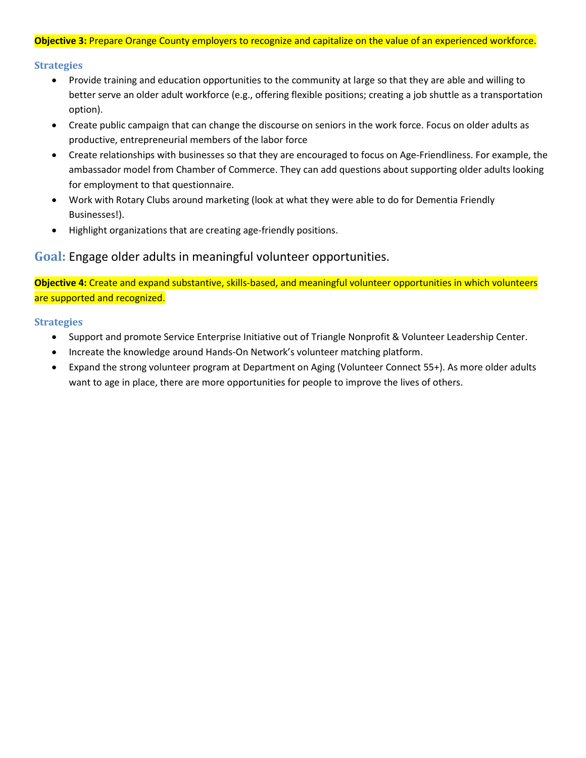**Objective 3:** Prepare Orange County employers to recognize and capitalize on the value of an experienced workforce.

### Strategies

- Provide training and education opportunities to the community at large so that they are able and willing to better serve an older adult workforce (e.g., offering flexible positions; creating a job shuttle as a transportation option).
- Create public campaign that can change the discourse on seniors in the work force. Focus on older adults as productive, entrepreneurial members of the labor force
- Create relationships with businesses so that they are encouraged to focus on Age-Friendliness. For example, the ambassador model from Chamber of Commerce. They can add questions about supporting older adults looking for employment to that questionnaire.
- Work with Rotary Clubs around marketing (look at what they were able to do for Dementia Friendly Businesses!).
- Highlight organizations that are creating age-friendly positions.

## Goal: Engage older adults in meaningful volunteer opportunities.

**Objective 4:** Create and expand substantive, skills-based, and meaningful volunteer opportunities in which volunteers are supported and recognized.

### Strategies

- Support and promote Service Enterprise Initiative out of Triangle Nonprofit & Volunteer Leadership Center.
- Increate the knowledge around Hands-On Network's volunteer matching platform.
- Expand the strong volunteer program at Department on Aging (Volunteer Connect 55+). As more older adults want to age in place, there are more opportunities for people to improve the lives of others.